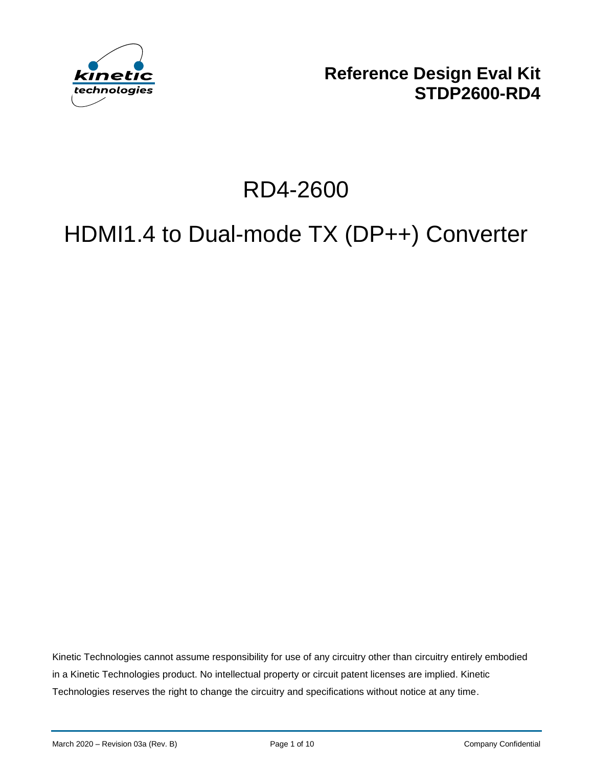**Reference Design Eval Kit**
**STDP2600-RD4**

# RD4-2600

# HDMI1.4 to Dual-mode TX (DP++) Converter

Kinetic Technologies cannot assume responsibility for use of any circuitry other than circuitry entirely embodied in a Kinetic Technologies product. No intellectual property or circuit patent licenses are implied. Kinetic Technologies reserves the right to change the circuitry and specifications without notice at any time.

March 2020 – Revision 03a (Rev. B) | Company Confidential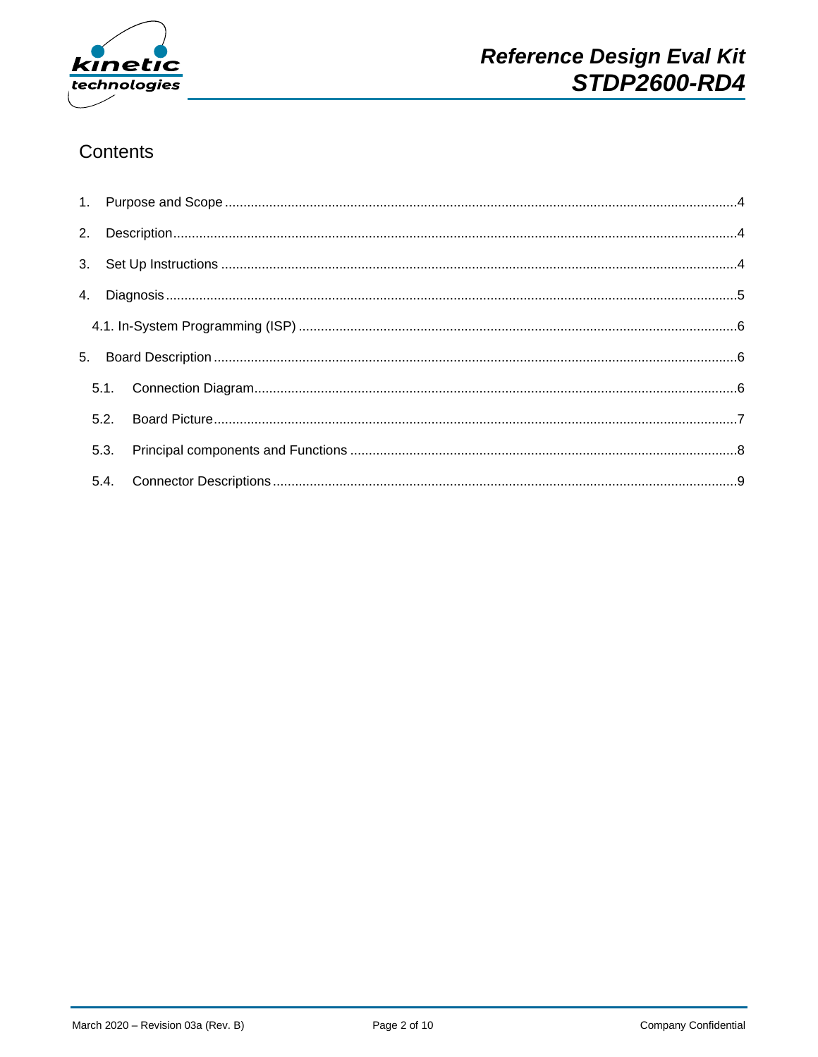# Contents

1. Purpose and Scope ........ 4
2. Description ........ 4
3. Set Up Instructions ........ 4
4. Diagnosis ........ 5
   - 4.1. In-System Programming (ISP) ........ 6
5. Board Description ........ 6
   - 5.1. Connection Diagram ........ 6
   - 5.2. Board Picture ........ 7
   - 5.3. Principal components and Functions ........ 8
   - 5.4. Connector Descriptions ........ 9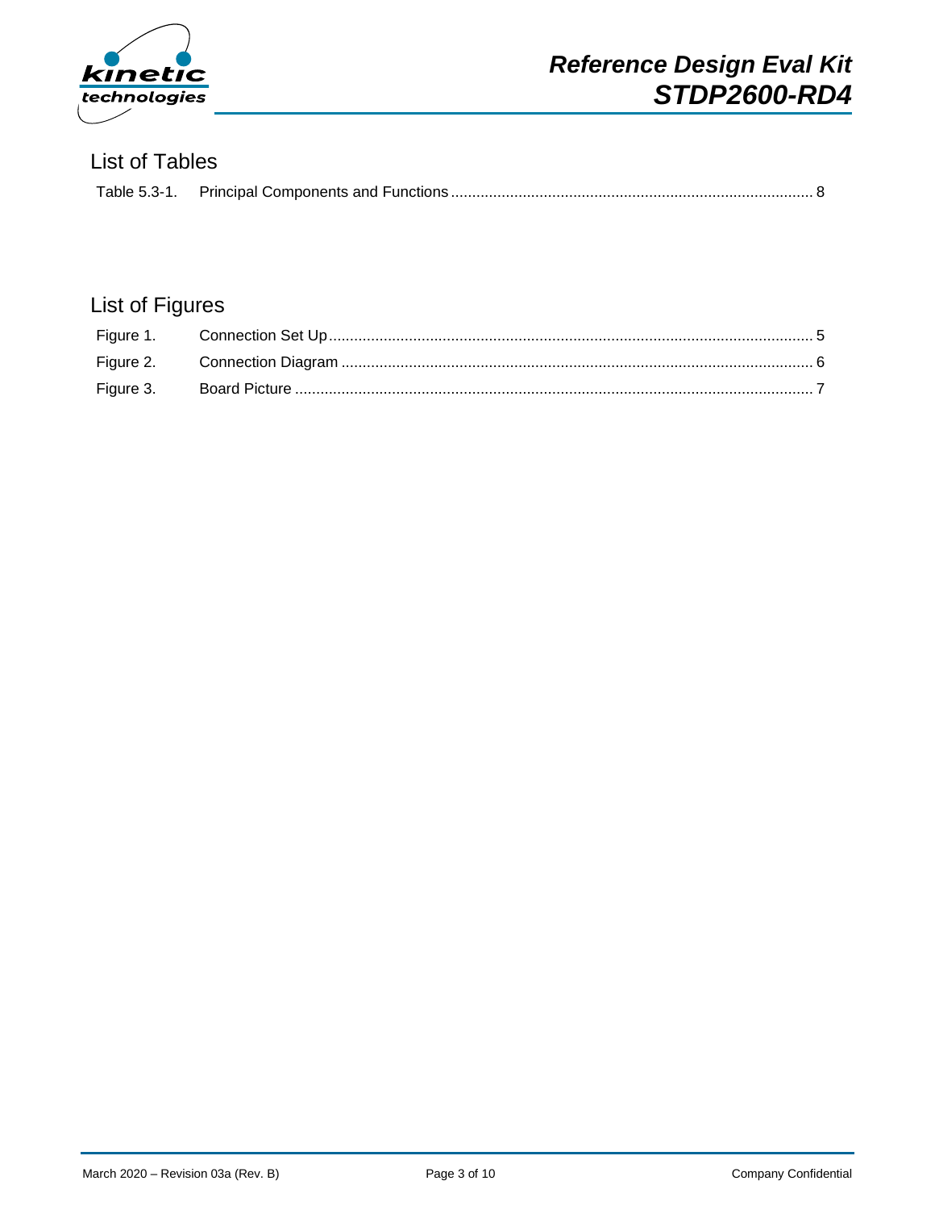## List of Tables

Table 5.3-1. Principal Components and Functions ........ 8

## List of Figures

Figure 1. Connection Set Up ........ 5

Figure 2. Connection Diagram ........ 6

Figure 3. Board Picture ........ 7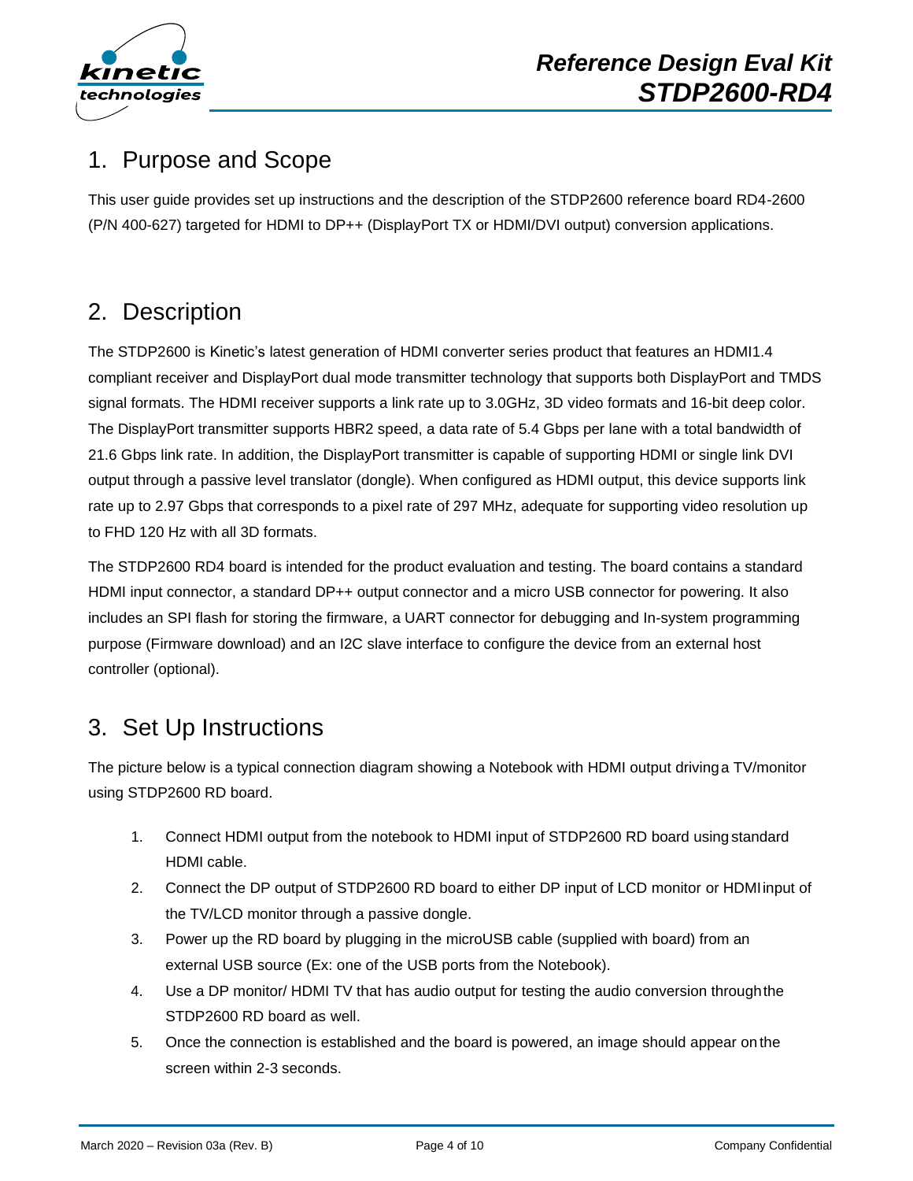## 1. Purpose and Scope

This user guide provides set up instructions and the description of the STDP2600 reference board RD4-2600 (P/N 400-627) targeted for HDMI to DP++ (DisplayPort TX or HDMI/DVI output) conversion applications.

## 2. Description

The STDP2600 is Kinetic's latest generation of HDMI converter series product that features an HDMI1.4 compliant receiver and DisplayPort dual mode transmitter technology that supports both DisplayPort and TMDS signal formats. The HDMI receiver supports a link rate up to 3.0GHz, 3D video formats and 16-bit deep color. The DisplayPort transmitter supports HBR2 speed, a data rate of 5.4 Gbps per lane with a total bandwidth of 21.6 Gbps link rate. In addition, the DisplayPort transmitter is capable of supporting HDMI or single link DVI output through a passive level translator (dongle). When configured as HDMI output, this device supports link rate up to 2.97 Gbps that corresponds to a pixel rate of 297 MHz, adequate for supporting video resolution up to FHD 120 Hz with all 3D formats.

The STDP2600 RD4 board is intended for the product evaluation and testing. The board contains a standard HDMI input connector, a standard DP++ output connector and a micro USB connector for powering. It also includes an SPI flash for storing the firmware, a UART connector for debugging and In-system programming purpose (Firmware download) and an I2C slave interface to configure the device from an external host controller (optional).

## 3. Set Up Instructions

The picture below is a typical connection diagram showing a Notebook with HDMI output driving a TV/monitor using STDP2600 RD board.

1. Connect HDMI output from the notebook to HDMI input of STDP2600 RD board using standard HDMI cable.
2. Connect the DP output of STDP2600 RD board to either DP input of LCD monitor or HDMI input of the TV/LCD monitor through a passive dongle.
3. Power up the RD board by plugging in the microUSB cable (supplied with board) from an external USB source (Ex: one of the USB ports from the Notebook).
4. Use a DP monitor/ HDMI TV that has audio output for testing the audio conversion through the STDP2600 RD board as well.
5. Once the connection is established and the board is powered, an image should appear on the screen within 2-3 seconds.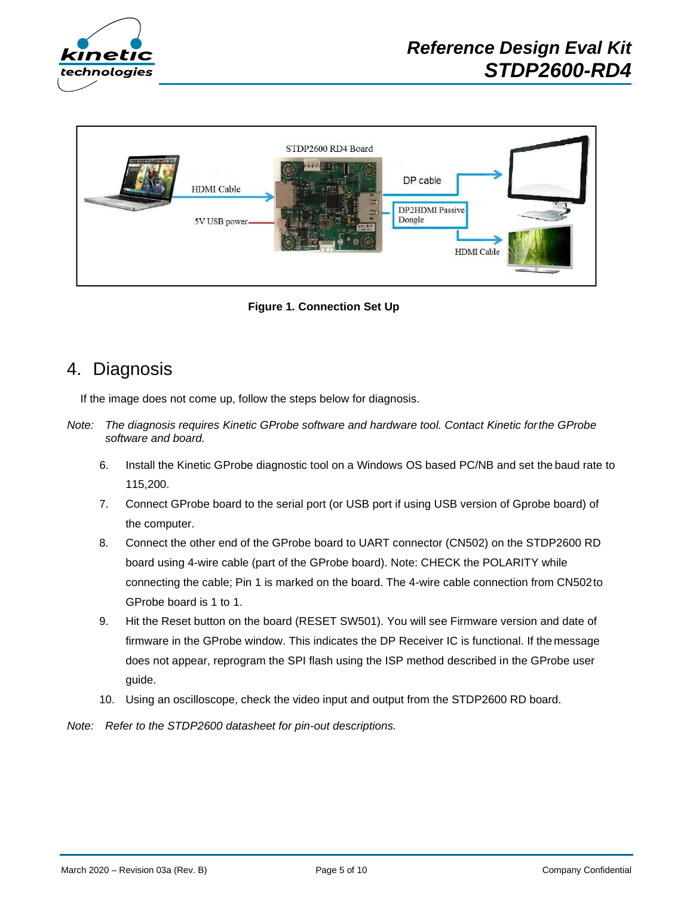Figure 1. Connection Set Up

## 4. Diagnosis

If the image does not come up, follow the steps below for diagnosis.

*Note: The diagnosis requires Kinetic GProbe software and hardware tool. Contact Kinetic for the GProbe software and board.*

6. Install the Kinetic GProbe diagnostic tool on a Windows OS based PC/NB and set the baud rate to 115,200.
7. Connect GProbe board to the serial port (or USB port if using USB version of Gprobe board) of the computer.
8. Connect the other end of the GProbe board to UART connector (CN502) on the STDP2600 RD board using 4-wire cable (part of the GProbe board). Note: CHECK the POLARITY while connecting the cable; Pin 1 is marked on the board. The 4-wire cable connection from CN502 to GProbe board is 1 to 1.
9. Hit the Reset button on the board (RESET SW501). You will see Firmware version and date of firmware in the GProbe window. This indicates the DP Receiver IC is functional. If the message does not appear, reprogram the SPI flash using the ISP method described in the GProbe user guide.
10. Using an oscilloscope, check the video input and output from the STDP2600 RD board.

*Note: Refer to the STDP2600 datasheet for pin-out descriptions.*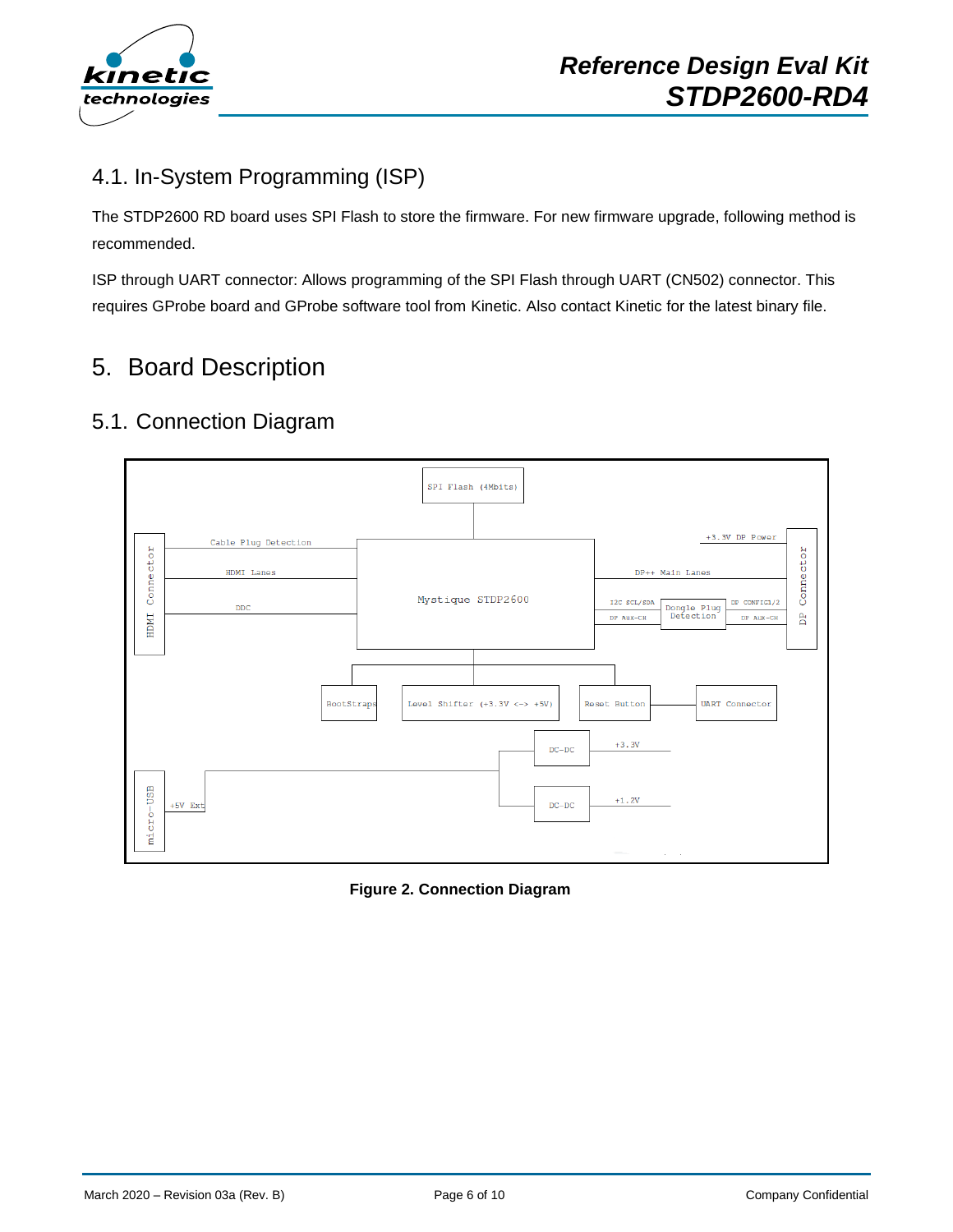## 4.1. In-System Programming (ISP)

The STDP2600 RD board uses SPI Flash to store the firmware. For new firmware upgrade, following method is recommended.

ISP through UART connector: Allows programming of the SPI Flash through UART (CN502) connector. This requires GProbe board and GProbe software tool from Kinetic. Also contact Kinetic for the latest binary file.

# 5. Board Description

## 5.1. Connection Diagram

**Figure 2. Connection Diagram**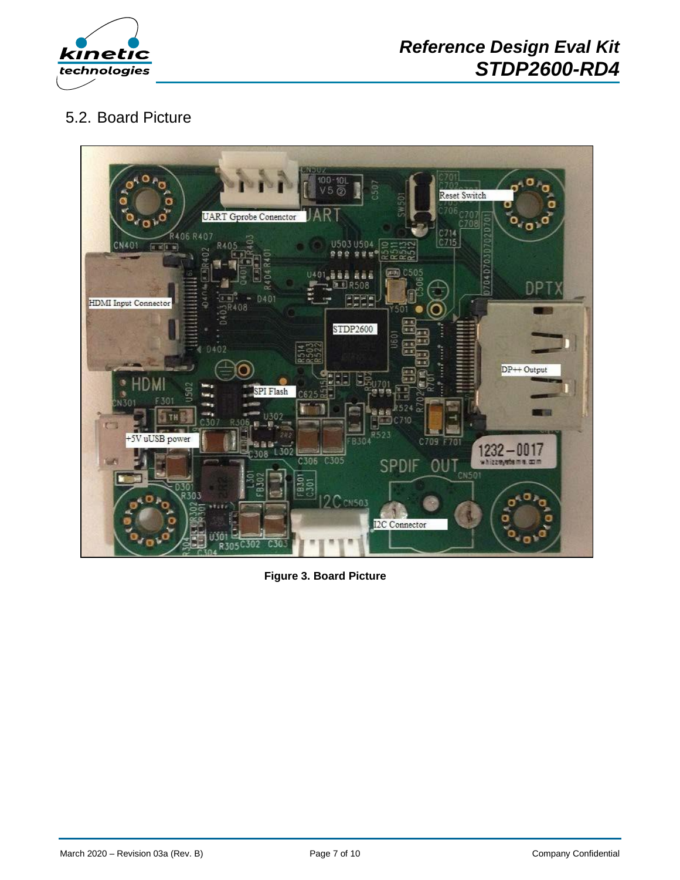## 5.2. Board Picture

**Figure 3. Board Picture**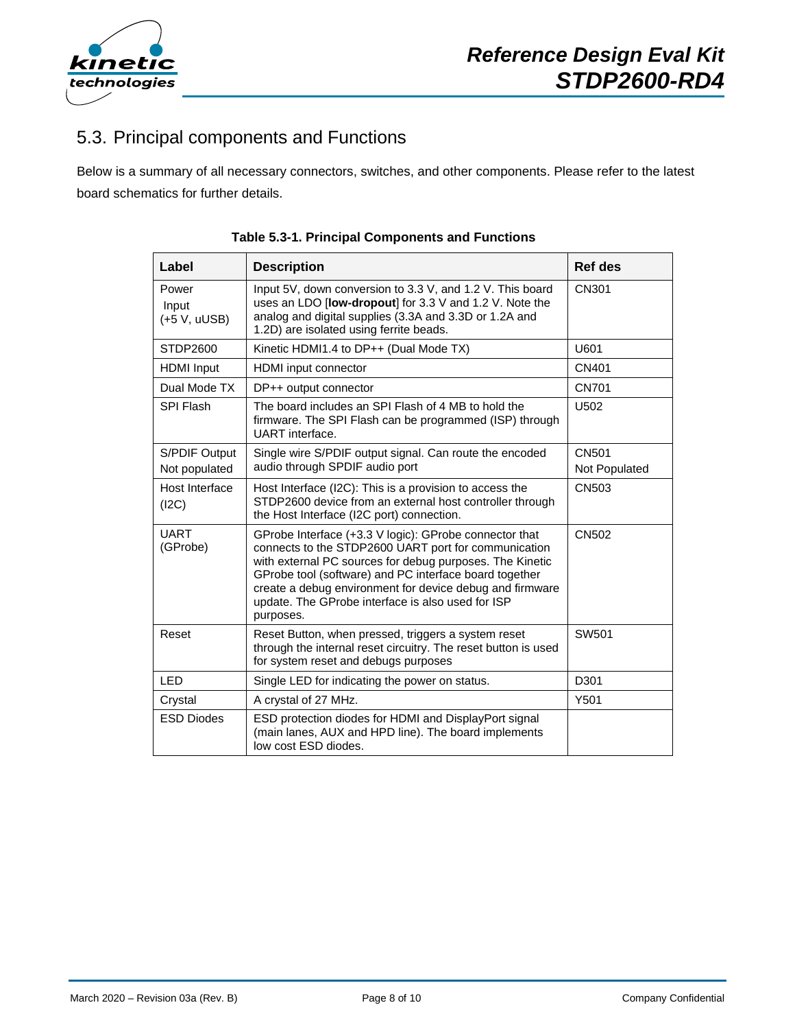## 5.3. Principal components and Functions

Below is a summary of all necessary connectors, switches, and other components. Please refer to the latest board schematics for further details.

**Table 5.3-1. Principal Components and Functions**

| Label | Description | Ref des |
|---|---|---|
| Power Input (+5 V, uUSB) | Input 5V, down conversion to 3.3 V, and 1.2 V. This board uses an LDO [**low-dropout**] for 3.3 V and 1.2 V. Note the analog and digital supplies (3.3A and 3.3D or 1.2A and 1.2D) are isolated using ferrite beads. | CN301 |
| STDP2600 | Kinetic HDMI1.4 to DP++ (Dual Mode TX) | U601 |
| HDMI Input | HDMI input connector | CN401 |
| Dual Mode TX | DP++ output connector | CN701 |
| SPI Flash | The board includes an SPI Flash of 4 MB to hold the firmware. The SPI Flash can be programmed (ISP) through UART interface. | U502 |
| S/PDIF Output Not populated | Single wire S/PDIF output signal. Can route the encoded audio through SPDIF audio port | CN501 Not Populated |
| Host Interface (I2C) | Host Interface (I2C): This is a provision to access the STDP2600 device from an external host controller through the Host Interface (I2C port) connection. | CN503 |
| UART (GProbe) | GProbe Interface (+3.3 V logic): GProbe connector that connects to the STDP2600 UART port for communication with external PC sources for debug purposes. The Kinetic GProbe tool (software) and PC interface board together create a debug environment for device debug and firmware update. The GProbe interface is also used for ISP purposes. | CN502 |
| Reset | Reset Button, when pressed, triggers a system reset through the internal reset circuitry. The reset button is used for system reset and debugs purposes | SW501 |
| LED | Single LED for indicating the power on status. | D301 |
| Crystal | A crystal of 27 MHz. | Y501 |
| ESD Diodes | ESD protection diodes for HDMI and DisplayPort signal (main lanes, AUX and HPD line). The board implements low cost ESD diodes. | |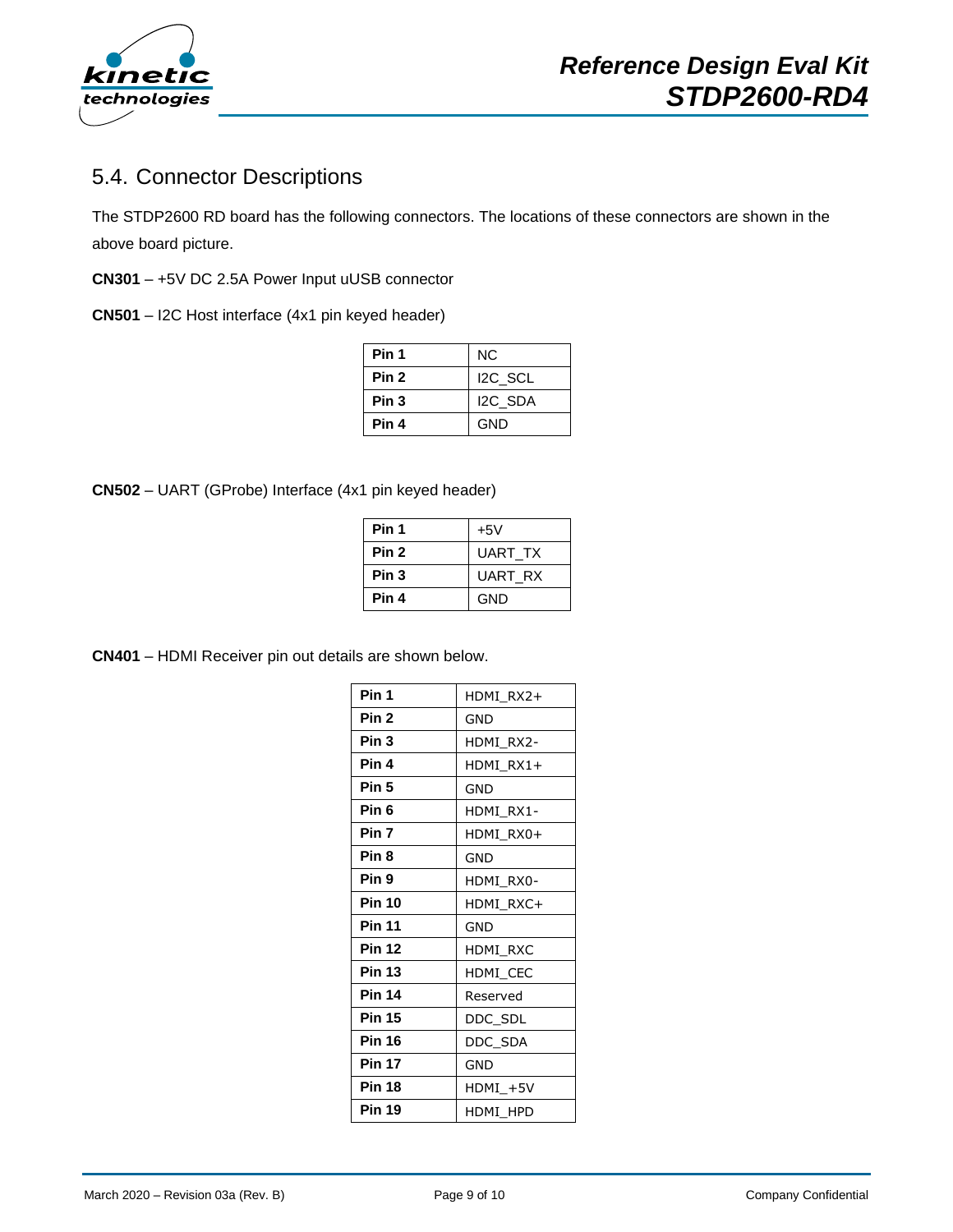## 5.4. Connector Descriptions

The STDP2600 RD board has the following connectors. The locations of these connectors are shown in the above board picture.

**CN301** – +5V DC 2.5A Power Input uUSB connector

**CN501** – I2C Host interface (4x1 pin keyed header)

| Pin | Signal |
|---|---|
| **Pin 1** | NC |
| **Pin 2** | I2C_SCL |
| **Pin 3** | I2C_SDA |
| **Pin 4** | GND |

**CN502** – UART (GProbe) Interface (4x1 pin keyed header)

| Pin | Signal |
|---|---|
| **Pin 1** | +5V |
| **Pin 2** | UART_TX |
| **Pin 3** | UART_RX |
| **Pin 4** | GND |

**CN401** – HDMI Receiver pin out details are shown below.

| Pin | Signal |
|---|---|
| **Pin 1** | HDMI_RX2+ |
| **Pin 2** | GND |
| **Pin 3** | HDMI_RX2- |
| **Pin 4** | HDMI_RX1+ |
| **Pin 5** | GND |
| **Pin 6** | HDMI_RX1- |
| **Pin 7** | HDMI_RX0+ |
| **Pin 8** | GND |
| **Pin 9** | HDMI_RX0- |
| **Pin 10** | HDMI_RXC+ |
| **Pin 11** | GND |
| **Pin 12** | HDMI_RXC |
| **Pin 13** | HDMI_CEC |
| **Pin 14** | Reserved |
| **Pin 15** | DDC_SDL |
| **Pin 16** | DDC_SDA |
| **Pin 17** | GND |
| **Pin 18** | HDMI_+5V |
| **Pin 19** | HDMI_HPD |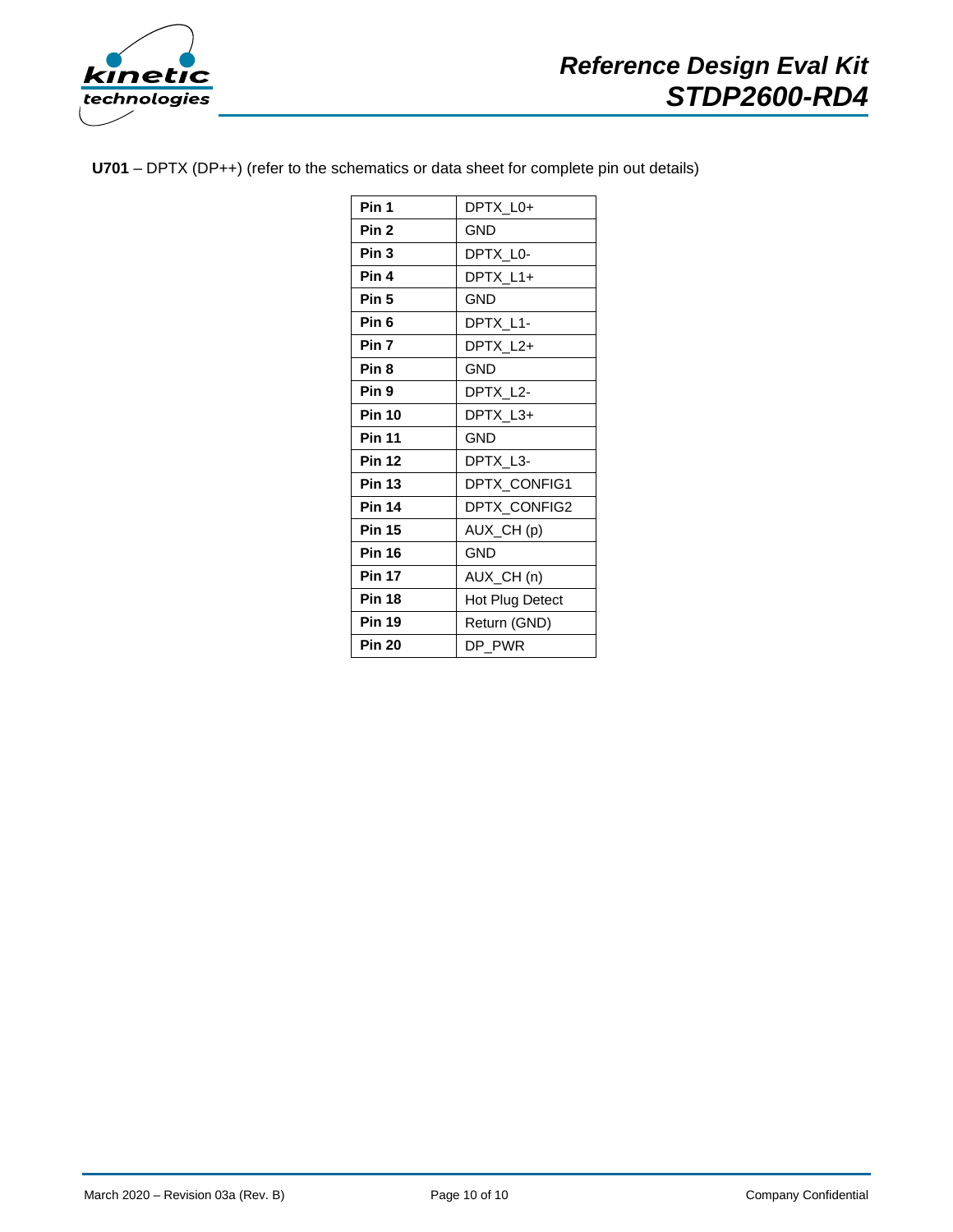**U701** – DPTX (DP++) (refer to the schematics or data sheet for complete pin out details)

| | |
|---|---|
| **Pin 1** | DPTX_L0+ |
| **Pin 2** | GND |
| **Pin 3** | DPTX_L0- |
| **Pin 4** | DPTX_L1+ |
| **Pin 5** | GND |
| **Pin 6** | DPTX_L1- |
| **Pin 7** | DPTX_L2+ |
| **Pin 8** | GND |
| **Pin 9** | DPTX_L2- |
| **Pin 10** | DPTX_L3+ |
| **Pin 11** | GND |
| **Pin 12** | DPTX_L3- |
| **Pin 13** | DPTX_CONFIG1 |
| **Pin 14** | DPTX_CONFIG2 |
| **Pin 15** | AUX_CH (p) |
| **Pin 16** | GND |
| **Pin 17** | AUX_CH (n) |
| **Pin 18** | Hot Plug Detect |
| **Pin 19** | Return (GND) |
| **Pin 20** | DP_PWR |